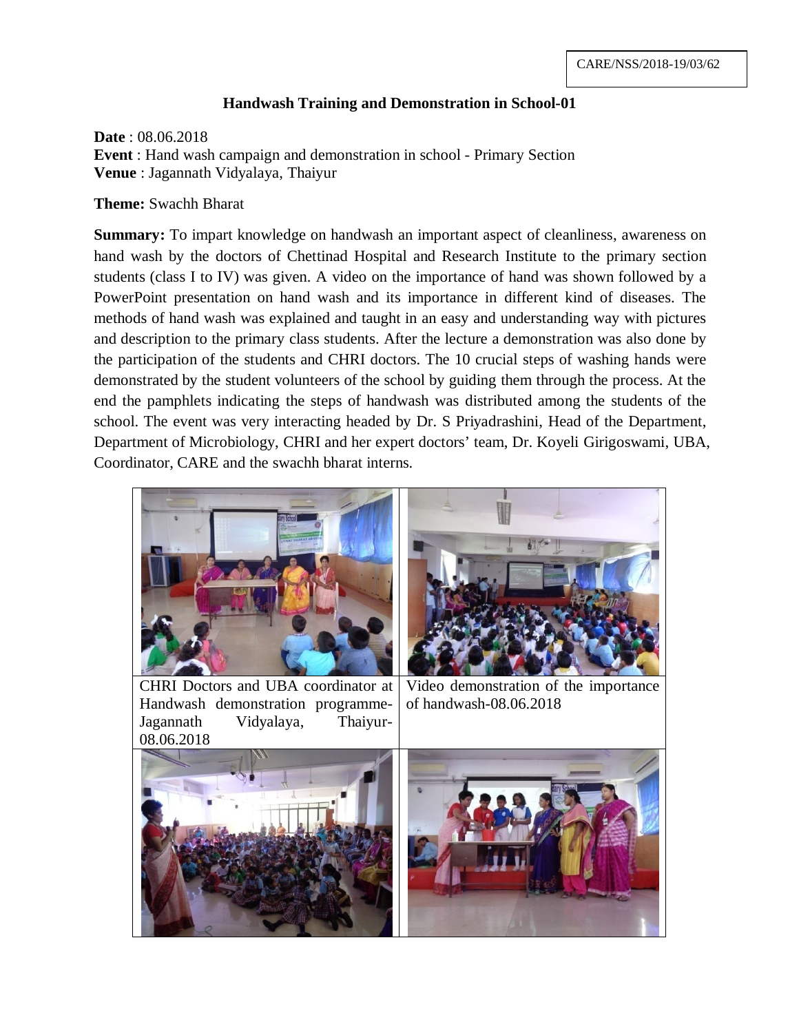CARE/NSS/2018-19/03/62

## Handwash Training and Demonstration in School-01

**Date** : 08.06.2018
**Event** : Hand wash campaign and demonstration in school - Primary Section
**Venue** : Jagannath Vidyalaya, Thaiyur

**Theme:** Swachh Bharat

**Summary:** To impart knowledge on handwash an important aspect of cleanliness, awareness on hand wash by the doctors of Chettinad Hospital and Research Institute to the primary section students (class I to IV) was given. A video on the importance of hand was shown followed by a PowerPoint presentation on hand wash and its importance in different kind of diseases. The methods of hand wash was explained and taught in an easy and understanding way with pictures and description to the primary class students. After the lecture a demonstration was also done by the participation of the students and CHRI doctors. The 10 crucial steps of washing hands were demonstrated by the student volunteers of the school by guiding them through the process. At the end the pamphlets indicating the steps of handwash was distributed among the students of the school. The event was very interacting headed by Dr. S Priyadrashini, Head of the Department, Department of Microbiology, CHRI and her expert doctors' team, Dr. Koyeli Girigoswami, UBA, Coordinator, CARE and the swachh bharat interns.

| | |
|---|---|
| CHRI Doctors and UBA coordinator at Handwash demonstration programme-Jagannath Vidyalaya, Thaiyur-08.06.2018 | Video demonstration of the importance of handwash-08.06.2018 |
| | |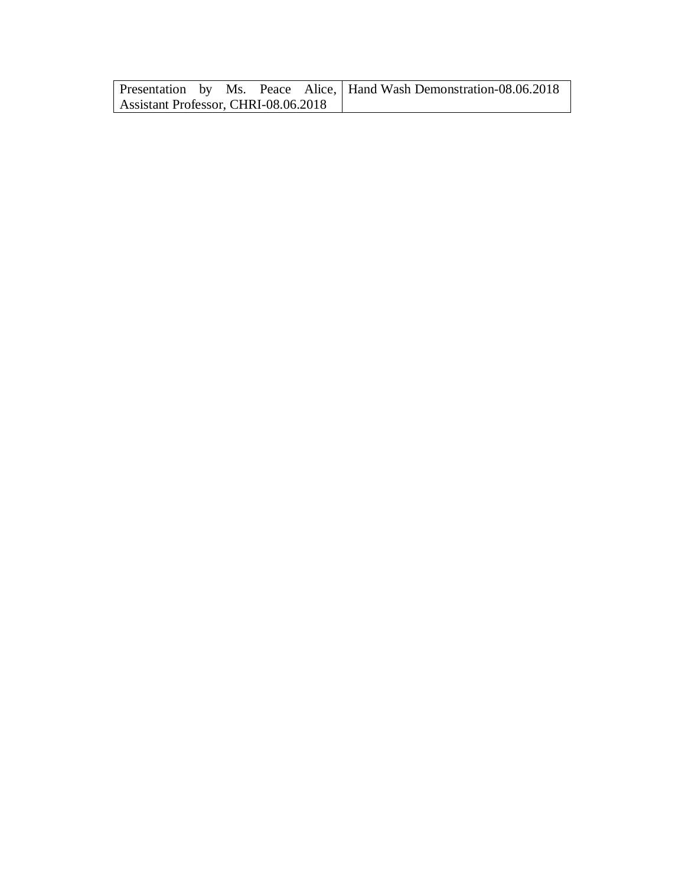| | |
|---|---|
| Presentation by Ms. Peace Alice, Assistant Professor, CHRI-08.06.2018 | Hand Wash Demonstration-08.06.2018 |